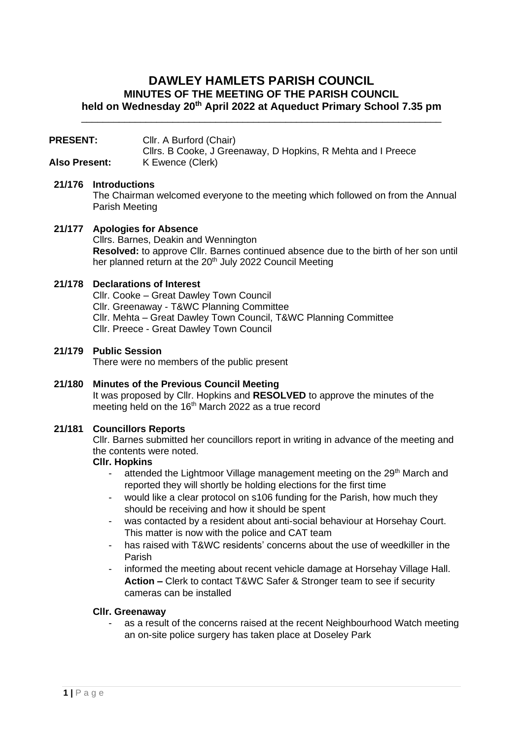# DAWLEY HAMLETS PARISH COUNCIL
## MINUTES OF THE MEETING OF THE PARISH COUNCIL
### held on Wednesday 20th April 2022 at Aqueduct Primary School 7.35 pm

---

**PRESENT:** Cllr. A Burford (Chair)
Cllrs. B Cooke, J Greenaway, D Hopkins, R Mehta and I Preece

**Also Present:** K Ewence (Clerk)

**21/176 Introductions**

The Chairman welcomed everyone to the meeting which followed on from the Annual Parish Meeting

**21/177 Apologies for Absence**

Cllrs. Barnes, Deakin and Wennington

**Resolved:** to approve Cllr. Barnes continued absence due to the birth of her son until her planned return at the 20th July 2022 Council Meeting

**21/178 Declarations of Interest**

Cllr. Cooke – Great Dawley Town Council
Cllr. Greenaway - T&WC Planning Committee
Cllr. Mehta – Great Dawley Town Council, T&WC Planning Committee
Cllr. Preece - Great Dawley Town Council

**21/179 Public Session**

There were no members of the public present

**21/180 Minutes of the Previous Council Meeting**

It was proposed by Cllr. Hopkins and **RESOLVED** to approve the minutes of the meeting held on the 16th March 2022 as a true record

**21/181 Councillors Reports**

Cllr. Barnes submitted her councillors report in writing in advance of the meeting and the contents were noted.

**Cllr. Hopkins**

- attended the Lightmoor Village management meeting on the 29th March and reported they will shortly be holding elections for the first time
- would like a clear protocol on s106 funding for the Parish, how much they should be receiving and how it should be spent
- was contacted by a resident about anti-social behaviour at Horsehay Court. This matter is now with the police and CAT team
- has raised with T&WC residents' concerns about the use of weedkiller in the Parish
- informed the meeting about recent vehicle damage at Horsehay Village Hall. **Action –** Clerk to contact T&WC Safer & Stronger team to see if security cameras can be installed

**Cllr. Greenaway**

- as a result of the concerns raised at the recent Neighbourhood Watch meeting an on-site police surgery has taken place at Doseley Park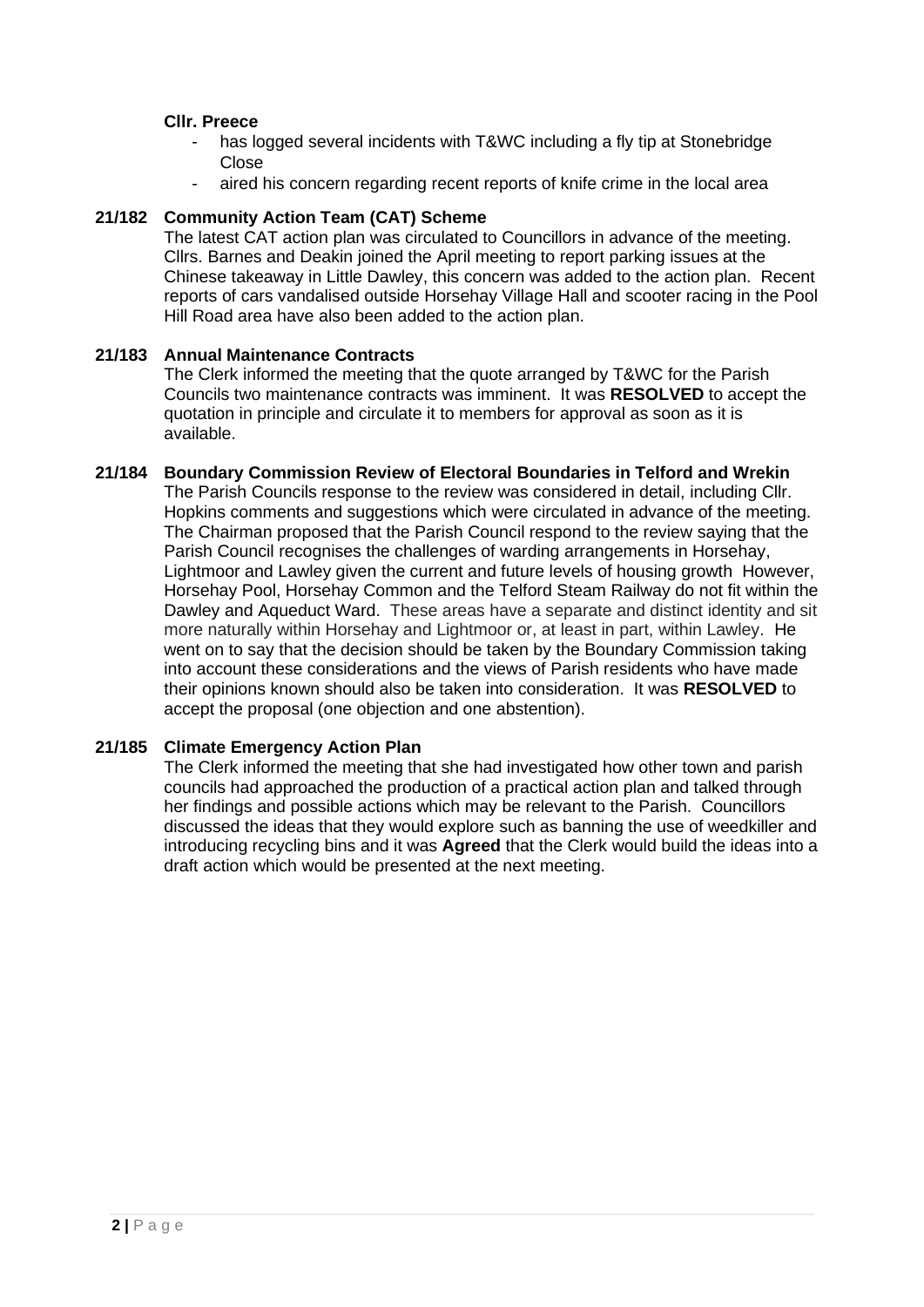**Cllr. Preece**

- has logged several incidents with T&WC including a fly tip at Stonebridge Close
- aired his concern regarding recent reports of knife crime in the local area

**21/182 Community Action Team (CAT) Scheme**

The latest CAT action plan was circulated to Councillors in advance of the meeting. Cllrs. Barnes and Deakin joined the April meeting to report parking issues at the Chinese takeaway in Little Dawley, this concern was added to the action plan. Recent reports of cars vandalised outside Horsehay Village Hall and scooter racing in the Pool Hill Road area have also been added to the action plan.

**21/183 Annual Maintenance Contracts**

The Clerk informed the meeting that the quote arranged by T&WC for the Parish Councils two maintenance contracts was imminent. It was **RESOLVED** to accept the quotation in principle and circulate it to members for approval as soon as it is available.

**21/184 Boundary Commission Review of Electoral Boundaries in Telford and Wrekin**

The Parish Councils response to the review was considered in detail, including Cllr. Hopkins comments and suggestions which were circulated in advance of the meeting. The Chairman proposed that the Parish Council respond to the review saying that the Parish Council recognises the challenges of warding arrangements in Horsehay, Lightmoor and Lawley given the current and future levels of housing growth However, Horsehay Pool, Horsehay Common and the Telford Steam Railway do not fit within the Dawley and Aqueduct Ward. These areas have a separate and distinct identity and sit more naturally within Horsehay and Lightmoor or, at least in part, within Lawley. He went on to say that the decision should be taken by the Boundary Commission taking into account these considerations and the views of Parish residents who have made their opinions known should also be taken into consideration. It was **RESOLVED** to accept the proposal (one objection and one abstention).

**21/185 Climate Emergency Action Plan**

The Clerk informed the meeting that she had investigated how other town and parish councils had approached the production of a practical action plan and talked through her findings and possible actions which may be relevant to the Parish. Councillors discussed the ideas that they would explore such as banning the use of weedkiller and introducing recycling bins and it was **Agreed** that the Clerk would build the ideas into a draft action which would be presented at the next meeting.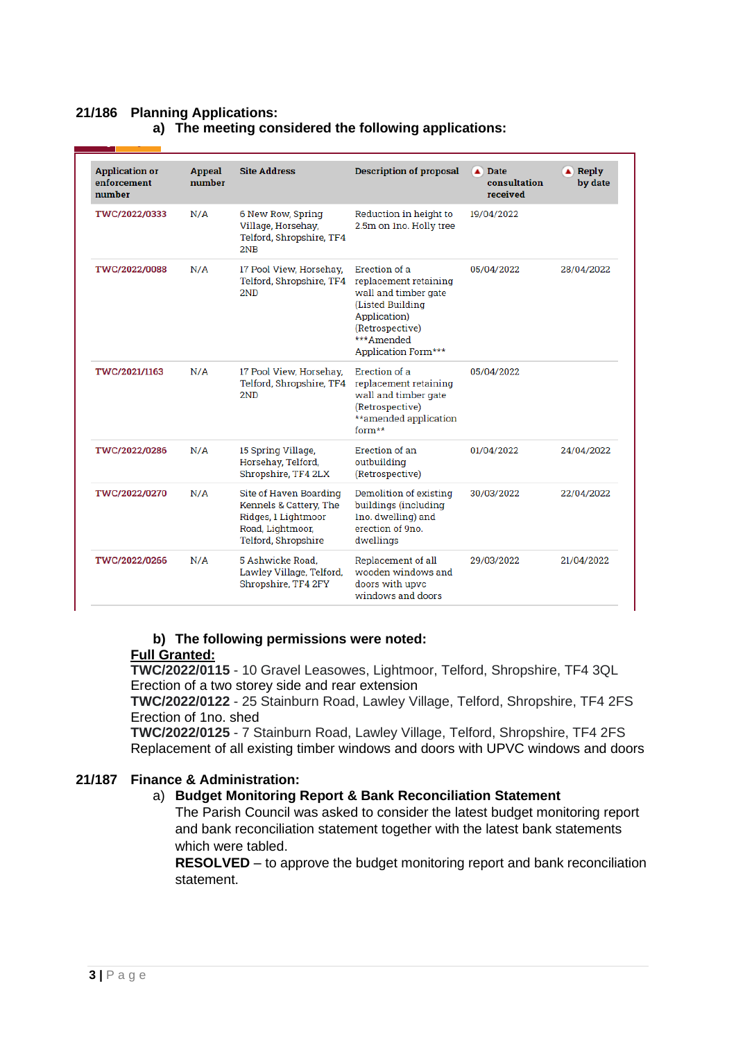## 21/186 Planning Applications:

### a) The meeting considered the following applications:

| Application or enforcement number | Appeal number | Site Address | Description of proposal | Date consultation received | Reply by date |
|---|---|---|---|---|---|
| TWC/2022/0333 | N/A | 6 New Row, Spring Village, Horsehay, Telford, Shropshire, TF4 2NB | Reduction in height to 2.5m on 1no. Holly tree | 19/04/2022 | |
| TWC/2022/0088 | N/A | 17 Pool View, Horsehay, Telford, Shropshire, TF4 2ND | Erection of a replacement retaining wall and timber gate (Listed Building Application) (Retrospective) ***Amended Application Form*** | 05/04/2022 | 28/04/2022 |
| TWC/2021/1163 | N/A | 17 Pool View, Horsehay, Telford, Shropshire, TF4 2ND | Erection of a replacement retaining wall and timber gate (Retrospective) **amended application form** | 05/04/2022 | |
| TWC/2022/0286 | N/A | 15 Spring Village, Horsehay, Telford, Shropshire, TF4 2LX | Erection of an outbuilding (Retrospective) | 01/04/2022 | 24/04/2022 |
| TWC/2022/0270 | N/A | Site of Haven Boarding Kennels & Cattery, The Ridges, 1 Lightmoor Road, Lightmoor, Telford, Shropshire | Demolition of existing buildings (including 1no. dwelling) and erection of 9no. dwellings | 30/03/2022 | 22/04/2022 |
| TWC/2022/0266 | N/A | 5 Ashwicke Road, Lawley Village, Telford, Shropshire, TF4 2FY | Replacement of all wooden windows and doors with upvc windows and doors | 29/03/2022 | 21/04/2022 |

### b) The following permissions were noted:

**<u>Full Granted:</u>**

**TWC/2022/0115** - 10 Gravel Leasowes, Lightmoor, Telford, Shropshire, TF4 3QL
Erection of a two storey side and rear extension

**TWC/2022/0122** - 25 Stainburn Road, Lawley Village, Telford, Shropshire, TF4 2FS
Erection of 1no. shed

**TWC/2022/0125** - 7 Stainburn Road, Lawley Village, Telford, Shropshire, TF4 2FS
Replacement of all existing timber windows and doors with UPVC windows and doors

## 21/187 Finance & Administration:

a) **Budget Monitoring Report & Bank Reconciliation Statement**

The Parish Council was asked to consider the latest budget monitoring report and bank reconciliation statement together with the latest bank statements which were tabled.

**RESOLVED** – to approve the budget monitoring report and bank reconciliation statement.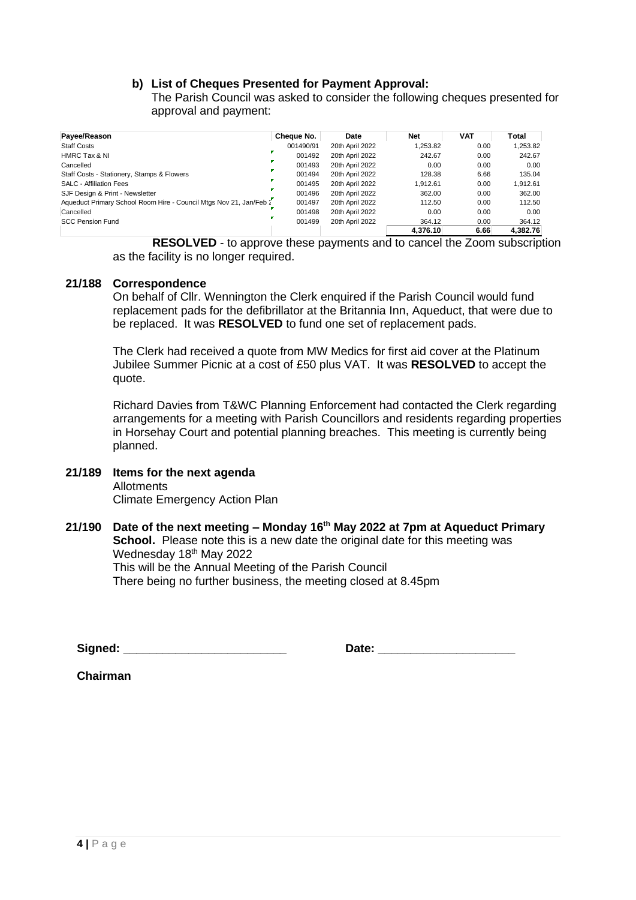### b) List of Cheques Presented for Payment Approval:

The Parish Council was asked to consider the following cheques presented for approval and payment:

| Payee/Reason | Cheque No. | Date | Net | VAT | Total |
|---|---|---|---|---|---|
| Staff Costs | 001490/91 | 20th April 2022 | 1,253.82 | 0.00 | 1,253.82 |
| HMRC Tax & NI | 001492 | 20th April 2022 | 242.67 | 0.00 | 242.67 |
| Cancelled | 001493 | 20th April 2022 | 0.00 | 0.00 | 0.00 |
| Staff Costs - Stationery, Stamps & Flowers | 001494 | 20th April 2022 | 128.38 | 6.66 | 135.04 |
| SALC - Affiliation Fees | 001495 | 20th April 2022 | 1,912.61 | 0.00 | 1,912.61 |
| SJF Design & Print - Newsletter | 001496 | 20th April 2022 | 362.00 | 0.00 | 362.00 |
| Aqueduct Primary School Room Hire - Council Mtgs Nov 21, Jan/Feb 2 | 001497 | 20th April 2022 | 112.50 | 0.00 | 112.50 |
| Cancelled | 001498 | 20th April 2022 | 0.00 | 0.00 | 0.00 |
| SCC Pension Fund | 001499 | 20th April 2022 | 364.12 | 0.00 | 364.12 |
| | | | **4,376.10** | **6.66** | **4,382.76** |

**RESOLVED** - to approve these payments and to cancel the Zoom subscription as the facility is no longer required.

## 21/188 Correspondence

On behalf of Cllr. Wennington the Clerk enquired if the Parish Council would fund replacement pads for the defibrillator at the Britannia Inn, Aqueduct, that were due to be replaced. It was **RESOLVED** to fund one set of replacement pads.

The Clerk had received a quote from MW Medics for first aid cover at the Platinum Jubilee Summer Picnic at a cost of £50 plus VAT. It was **RESOLVED** to accept the quote.

Richard Davies from T&WC Planning Enforcement had contacted the Clerk regarding arrangements for a meeting with Parish Councillors and residents regarding properties in Horsehay Court and potential planning breaches. This meeting is currently being planned.

## 21/189 Items for the next agenda

Allotments
Climate Emergency Action Plan

## 21/190 Date of the next meeting – Monday 16th May 2022 at 7pm at Aqueduct Primary School.

Please note this is a new date the original date for this meeting was Wednesday 18th May 2022

This will be the Annual Meeting of the Parish Council

There being no further business, the meeting closed at 8.45pm

**Signed:** ________________________ **Date:** ____________________

**Chairman**